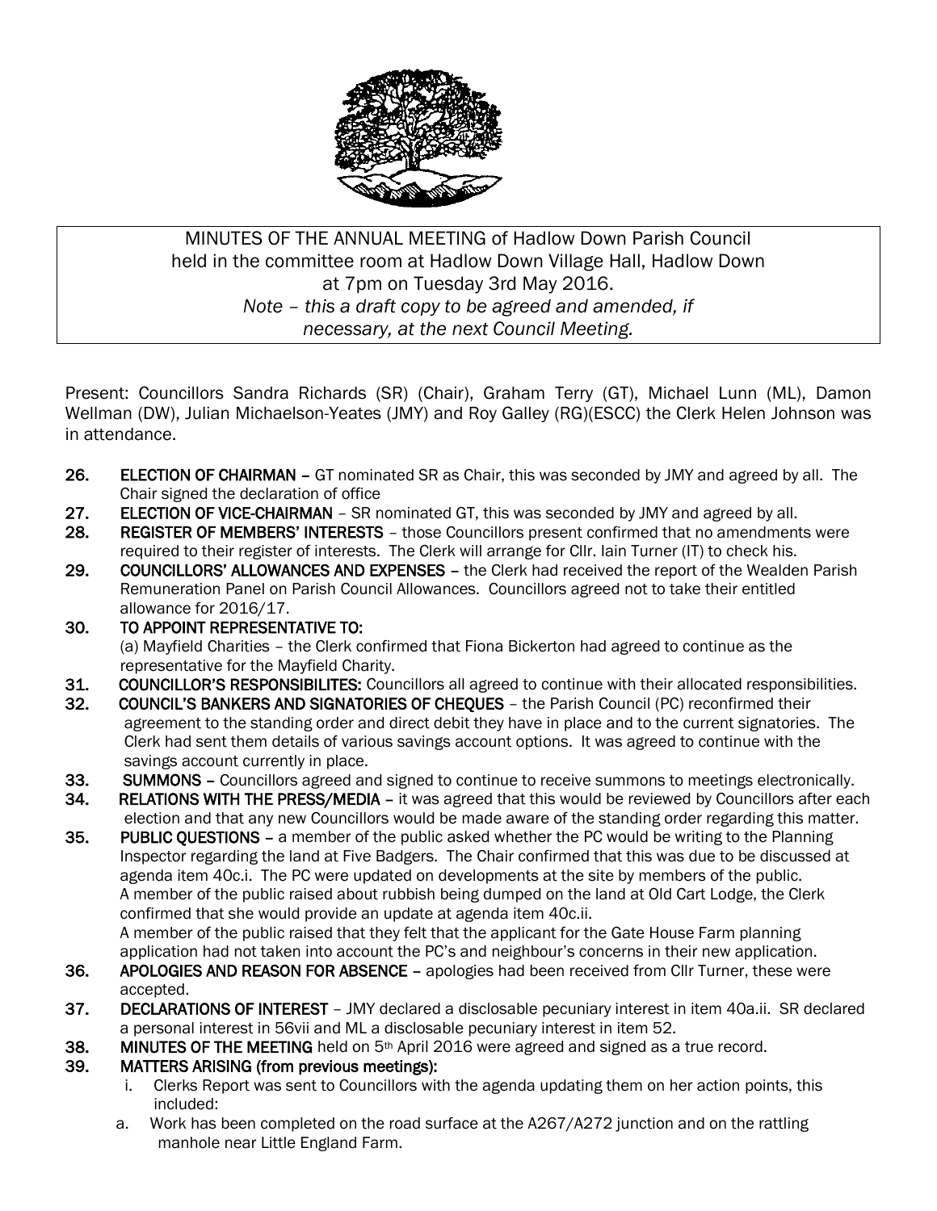MINUTES OF THE ANNUAL MEETING of Hadlow Down Parish Council held in the committee room at Hadlow Down Village Hall, Hadlow Down at 7pm on Tuesday 3rd May 2016.

*Note – this a draft copy to be agreed and amended, if necessary, at the next Council Meeting.*

Present: Councillors Sandra Richards (SR) (Chair), Graham Terry (GT), Michael Lunn (ML), Damon Wellman (DW), Julian Michaelson-Yeates (JMY) and Roy Galley (RG)(ESCC) the Clerk Helen Johnson was in attendance.

**26. ELECTION OF CHAIRMAN** – GT nominated SR as Chair, this was seconded by JMY and agreed by all. The Chair signed the declaration of office

**27. ELECTION OF VICE-CHAIRMAN** – SR nominated GT, this was seconded by JMY and agreed by all.

**28. REGISTER OF MEMBERS' INTERESTS** – those Councillors present confirmed that no amendments were required to their register of interests. The Clerk will arrange for Cllr. Iain Turner (IT) to check his.

**29. COUNCILLORS' ALLOWANCES AND EXPENSES** – the Clerk had received the report of the Wealden Parish Remuneration Panel on Parish Council Allowances. Councillors agreed not to take their entitled allowance for 2016/17.

**30. TO APPOINT REPRESENTATIVE TO:**
(a) Mayfield Charities – the Clerk confirmed that Fiona Bickerton had agreed to continue as the representative for the Mayfield Charity.

**31. COUNCILLOR'S RESPONSIBILITES:** Councillors all agreed to continue with their allocated responsibilities.

**32. COUNCIL'S BANKERS AND SIGNATORIES OF CHEQUES** – the Parish Council (PC) reconfirmed their agreement to the standing order and direct debit they have in place and to the current signatories. The Clerk had sent them details of various savings account options. It was agreed to continue with the savings account currently in place.

**33. SUMMONS** – Councillors agreed and signed to continue to receive summons to meetings electronically.

**34. RELATIONS WITH THE PRESS/MEDIA** – it was agreed that this would be reviewed by Councillors after each election and that any new Councillors would be made aware of the standing order regarding this matter.

**35. PUBLIC QUESTIONS** – a member of the public asked whether the PC would be writing to the Planning Inspector regarding the land at Five Badgers. The Chair confirmed that this was due to be discussed at agenda item 40c.i. The PC were updated on developments at the site by members of the public.
A member of the public raised about rubbish being dumped on the land at Old Cart Lodge, the Clerk confirmed that she would provide an update at agenda item 40c.ii.
A member of the public raised that they felt that the applicant for the Gate House Farm planning application had not taken into account the PC's and neighbour's concerns in their new application.

**36. APOLOGIES AND REASON FOR ABSENCE** – apologies had been received from Cllr Turner, these were accepted.

**37. DECLARATIONS OF INTEREST** – JMY declared a disclosable pecuniary interest in item 40a.ii. SR declared a personal interest in 56vii and ML a disclosable pecuniary interest in item 52.

**38. MINUTES OF THE MEETING** held on 5th April 2016 were agreed and signed as a true record.

**39. MATTERS ARISING (from previous meetings):**

i. Clerks Report was sent to Councillors with the agenda updating them on her action points, this included:

a. Work has been completed on the road surface at the A267/A272 junction and on the rattling manhole near Little England Farm.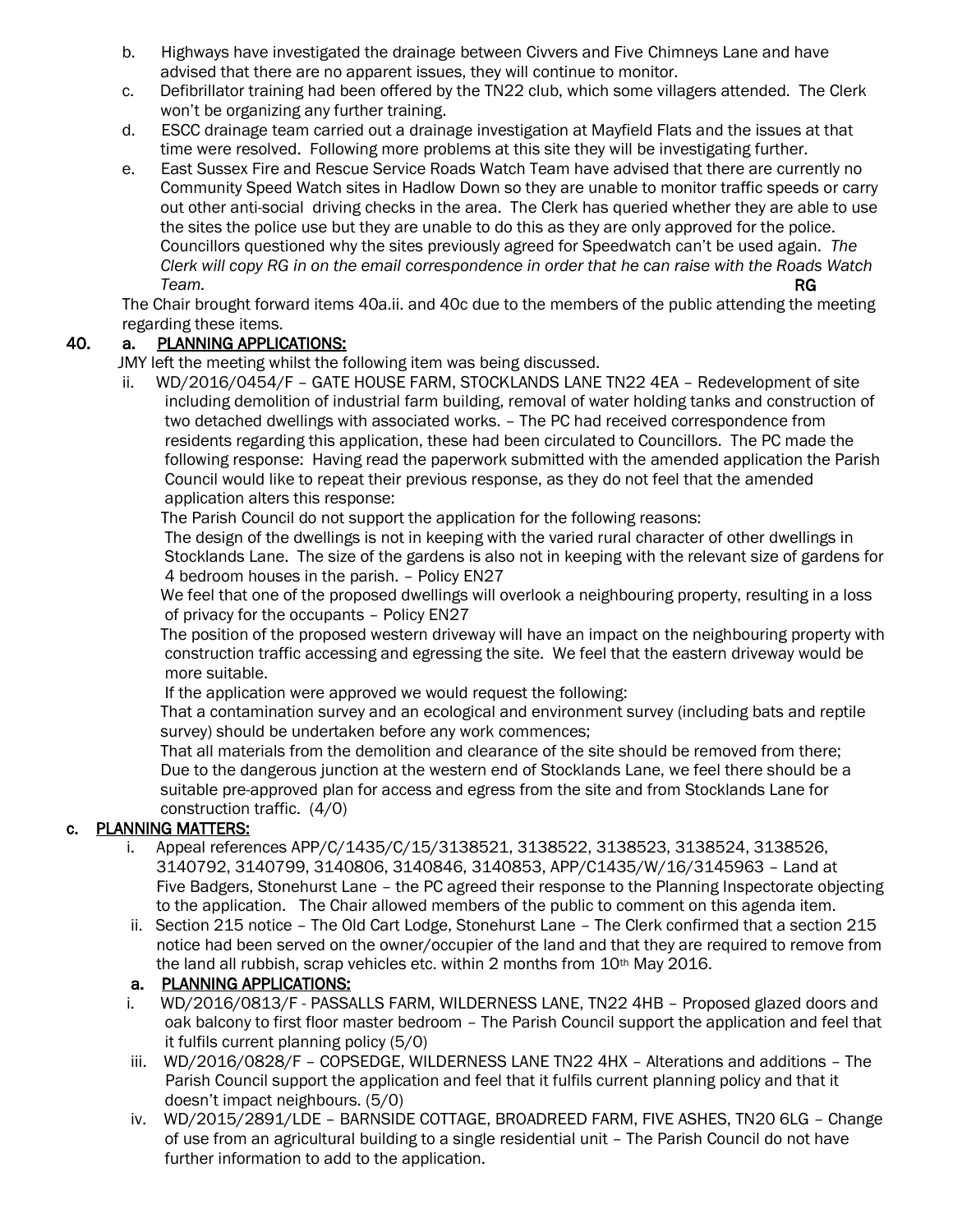b. Highways have investigated the drainage between Civvers and Five Chimneys Lane and have advised that there are no apparent issues, they will continue to monitor.

c. Defibrillator training had been offered by the TN22 club, which some villagers attended. The Clerk won't be organizing any further training.

d. ESCC drainage team carried out a drainage investigation at Mayfield Flats and the issues at that time were resolved. Following more problems at this site they will be investigating further.

e. East Sussex Fire and Rescue Service Roads Watch Team have advised that there are currently no Community Speed Watch sites in Hadlow Down so they are unable to monitor traffic speeds or carry out other anti-social driving checks in the area. The Clerk has queried whether they are able to use the sites the police use but they are unable to do this as they are only approved for the police. Councillors questioned why the sites previously agreed for Speedwatch can't be used again. *The Clerk will copy RG in on the email correspondence in order that he can raise with the Roads Watch Team.* **RG**

The Chair brought forward items 40a.ii. and 40c due to the members of the public attending the meeting regarding these items.

**40. a. PLANNING APPLICATIONS:**

JMY left the meeting whilst the following item was being discussed.

ii. WD/2016/0454/F – GATE HOUSE FARM, STOCKLANDS LANE TN22 4EA – Redevelopment of site including demolition of industrial farm building, removal of water holding tanks and construction of two detached dwellings with associated works. – The PC had received correspondence from residents regarding this application, these had been circulated to Councillors. The PC made the following response: Having read the paperwork submitted with the amended application the Parish Council would like to repeat their previous response, as they do not feel that the amended application alters this response:

The Parish Council do not support the application for the following reasons:

The design of the dwellings is not in keeping with the varied rural character of other dwellings in Stocklands Lane. The size of the gardens is also not in keeping with the relevant size of gardens for 4 bedroom houses in the parish. – Policy EN27

We feel that one of the proposed dwellings will overlook a neighbouring property, resulting in a loss of privacy for the occupants – Policy EN27

The position of the proposed western driveway will have an impact on the neighbouring property with construction traffic accessing and egressing the site. We feel that the eastern driveway would be more suitable.

If the application were approved we would request the following:

That a contamination survey and an ecological and environment survey (including bats and reptile survey) should be undertaken before any work commences;

That all materials from the demolition and clearance of the site should be removed from there;

Due to the dangerous junction at the western end of Stocklands Lane, we feel there should be a suitable pre-approved plan for access and egress from the site and from Stocklands Lane for construction traffic. (4/0)

**c. PLANNING MATTERS:**

i. Appeal references APP/C/1435/C/15/3138521, 3138522, 3138523, 3138524, 3138526, 3140792, 3140799, 3140806, 3140846, 3140853, APP/C1435/W/16/3145963 – Land at Five Badgers, Stonehurst Lane – the PC agreed their response to the Planning Inspectorate objecting to the application. The Chair allowed members of the public to comment on this agenda item.

ii. Section 215 notice – The Old Cart Lodge, Stonehurst Lane – The Clerk confirmed that a section 215 notice had been served on the owner/occupier of the land and that they are required to remove from the land all rubbish, scrap vehicles etc. within 2 months from 10th May 2016.

**a. PLANNING APPLICATIONS:**

i. WD/2016/0813/F - PASSALLS FARM, WILDERNESS LANE, TN22 4HB – Proposed glazed doors and oak balcony to first floor master bedroom – The Parish Council support the application and feel that it fulfils current planning policy (5/0)

iii. WD/2016/0828/F – COPSEDGE, WILDERNESS LANE TN22 4HX – Alterations and additions – The Parish Council support the application and feel that it fulfils current planning policy and that it doesn't impact neighbours. (5/0)

iv. WD/2015/2891/LDE – BARNSIDE COTTAGE, BROADREED FARM, FIVE ASHES, TN20 6LG – Change of use from an agricultural building to a single residential unit – The Parish Council do not have further information to add to the application.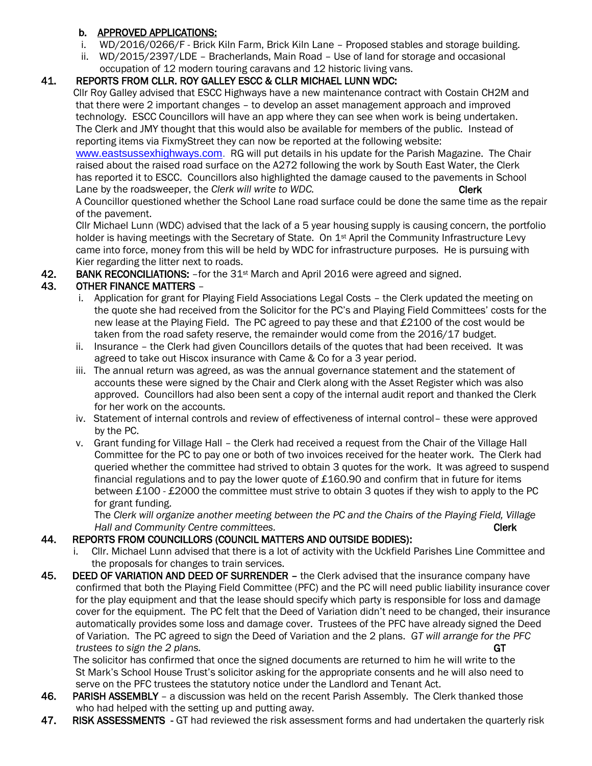**b. APPROVED APPLICATIONS:**

i. WD/2016/0266/F - Brick Kiln Farm, Brick Kiln Lane – Proposed stables and storage building.

ii. WD/2015/2397/LDE – Bracherlands, Main Road – Use of land for storage and occasional occupation of 12 modern touring caravans and 12 historic living vans.

**41. REPORTS FROM CLLR. ROY GALLEY ESCC & CLLR MICHAEL LUNN WDC:**

Cllr Roy Galley advised that ESCC Highways have a new maintenance contract with Costain CH2M and that there were 2 important changes – to develop an asset management approach and improved technology. ESCC Councillors will have an app where they can see when work is being undertaken. The Clerk and JMY thought that this would also be available for members of the public. Instead of reporting items via FixmyStreet they can now be reported at the following website: www.eastsussexhighways.com. RG will put details in his update for the Parish Magazine. The Chair raised about the raised road surface on the A272 following the work by South East Water, the Clerk has reported it to ESCC. Councillors also highlighted the damage caused to the pavements in School Lane by the roadsweeper, the *Clerk will write to WDC.* **Clerk**

A Councillor questioned whether the School Lane road surface could be done the same time as the repair of the pavement.

Cllr Michael Lunn (WDC) advised that the lack of a 5 year housing supply is causing concern, the portfolio holder is having meetings with the Secretary of State. On 1st April the Community Infrastructure Levy came into force, money from this will be held by WDC for infrastructure purposes. He is pursuing with Kier regarding the litter next to roads.

**42. BANK RECONCILIATIONS:** –for the 31st March and April 2016 were agreed and signed.

**43. OTHER FINANCE MATTERS** –

i. Application for grant for Playing Field Associations Legal Costs – the Clerk updated the meeting on the quote she had received from the Solicitor for the PC's and Playing Field Committees' costs for the new lease at the Playing Field. The PC agreed to pay these and that £2100 of the cost would be taken from the road safety reserve, the remainder would come from the 2016/17 budget.

ii. Insurance – the Clerk had given Councillors details of the quotes that had been received. It was agreed to take out Hiscox insurance with Came & Co for a 3 year period.

iii. The annual return was agreed, as was the annual governance statement and the statement of accounts these were signed by the Chair and Clerk along with the Asset Register which was also approved. Councillors had also been sent a copy of the internal audit report and thanked the Clerk for her work on the accounts.

iv. Statement of internal controls and review of effectiveness of internal control– these were approved by the PC.

v. Grant funding for Village Hall – the Clerk had received a request from the Chair of the Village Hall Committee for the PC to pay one or both of two invoices received for the heater work. The Clerk had queried whether the committee had strived to obtain 3 quotes for the work. It was agreed to suspend financial regulations and to pay the lower quote of £160.90 and confirm that in future for items between £100 - £2000 the committee must strive to obtain 3 quotes if they wish to apply to the PC for grant funding.

The *Clerk will organize another meeting between the PC and the Chairs of the Playing Field, Village Hall and Community Centre committees.* **Clerk**

**44. REPORTS FROM COUNCILLORS (COUNCIL MATTERS AND OUTSIDE BODIES):**

i. Cllr. Michael Lunn advised that there is a lot of activity with the Uckfield Parishes Line Committee and the proposals for changes to train services.

**45. DEED OF VARIATION AND DEED OF SURRENDER** – the Clerk advised that the insurance company have confirmed that both the Playing Field Committee (PFC) and the PC will need public liability insurance cover for the play equipment and that the lease should specify which party is responsible for loss and damage cover for the equipment. The PC felt that the Deed of Variation didn't need to be changed, their insurance automatically provides some loss and damage cover. Trustees of the PFC have already signed the Deed of Variation. The PC agreed to sign the Deed of Variation and the 2 plans. *GT will arrange for the PFC trustees to sign the 2 plans.* **GT**

The solicitor has confirmed that once the signed documents are returned to him he will write to the St Mark's School House Trust's solicitor asking for the appropriate consents and he will also need to serve on the PFC trustees the statutory notice under the Landlord and Tenant Act.

**46. PARISH ASSEMBLY** – a discussion was held on the recent Parish Assembly. The Clerk thanked those who had helped with the setting up and putting away.

**47. RISK ASSESSMENTS** - GT had reviewed the risk assessment forms and had undertaken the quarterly risk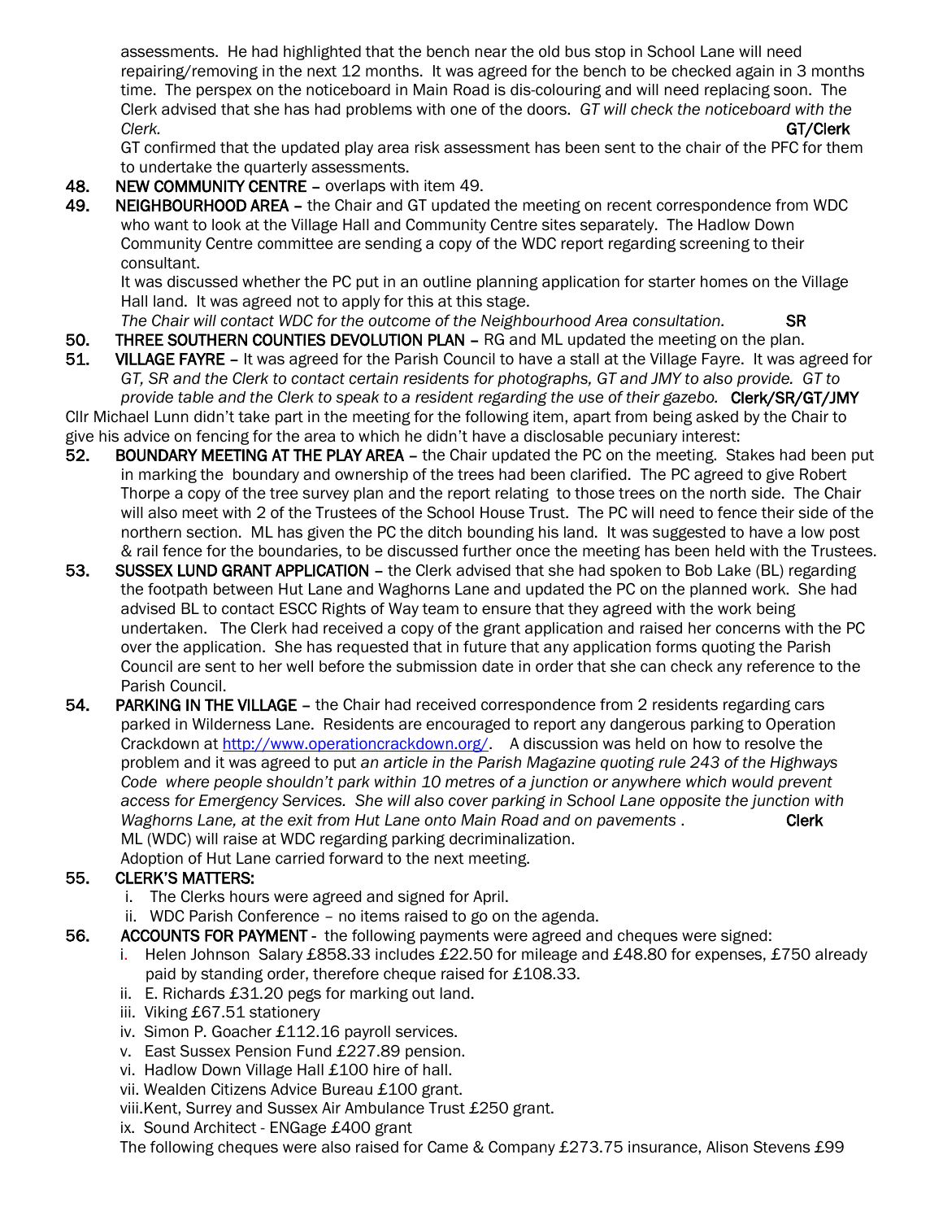assessments. He had highlighted that the bench near the old bus stop in School Lane will need repairing/removing in the next 12 months. It was agreed for the bench to be checked again in 3 months time. The perspex on the noticeboard in Main Road is dis-colouring and will need replacing soon. The Clerk advised that she has had problems with one of the doors. *GT will check the noticeboard with the Clerk.* **GT/Clerk**

GT confirmed that the updated play area risk assessment has been sent to the chair of the PFC for them to undertake the quarterly assessments.

**48. NEW COMMUNITY CENTRE** – overlaps with item 49.

**49. NEIGHBOURHOOD AREA** – the Chair and GT updated the meeting on recent correspondence from WDC who want to look at the Village Hall and Community Centre sites separately. The Hadlow Down Community Centre committee are sending a copy of the WDC report regarding screening to their consultant.

It was discussed whether the PC put in an outline planning application for starter homes on the Village Hall land. It was agreed not to apply for this at this stage.

*The Chair will contact WDC for the outcome of the Neighbourhood Area consultation.* **SR**

**50. THREE SOUTHERN COUNTIES DEVOLUTION PLAN** – RG and ML updated the meeting on the plan.

**51. VILLAGE FAYRE** – It was agreed for the Parish Council to have a stall at the Village Fayre. It was agreed for *GT, SR and the Clerk to contact certain residents for photographs, GT and JMY to also provide. GT to provide table and the Clerk to speak to a resident regarding the use of their gazebo.* **Clerk/SR/GT/JMY**

Cllr Michael Lunn didn't take part in the meeting for the following item, apart from being asked by the Chair to give his advice on fencing for the area to which he didn't have a disclosable pecuniary interest:

**52. BOUNDARY MEETING AT THE PLAY AREA** – the Chair updated the PC on the meeting. Stakes had been put in marking the boundary and ownership of the trees had been clarified. The PC agreed to give Robert Thorpe a copy of the tree survey plan and the report relating to those trees on the north side. The Chair will also meet with 2 of the Trustees of the School House Trust. The PC will need to fence their side of the northern section. ML has given the PC the ditch bounding his land. It was suggested to have a low post & rail fence for the boundaries, to be discussed further once the meeting has been held with the Trustees.

**53. SUSSEX LUND GRANT APPLICATION** – the Clerk advised that she had spoken to Bob Lake (BL) regarding the footpath between Hut Lane and Waghorns Lane and updated the PC on the planned work. She had advised BL to contact ESCC Rights of Way team to ensure that they agreed with the work being undertaken. The Clerk had received a copy of the grant application and raised her concerns with the PC over the application. She has requested that in future that any application forms quoting the Parish Council are sent to her well before the submission date in order that she can check any reference to the Parish Council.

**54. PARKING IN THE VILLAGE** – the Chair had received correspondence from 2 residents regarding cars parked in Wilderness Lane. Residents are encouraged to report any dangerous parking to Operation Crackdown at http://www.operationcrackdown.org/. A discussion was held on how to resolve the problem and it was agreed to put *an article in the Parish Magazine quoting rule 243 of the Highways Code where people shouldn't park within 10 metres of a junction or anywhere which would prevent access for Emergency Services. She will also cover parking in School Lane opposite the junction with Waghorns Lane, at the exit from Hut Lane onto Main Road and on pavements .* **Clerk**

ML (WDC) will raise at WDC regarding parking decriminalization.

Adoption of Hut Lane carried forward to the next meeting.

**55. CLERK'S MATTERS:**

i. The Clerks hours were agreed and signed for April.
ii. WDC Parish Conference – no items raised to go on the agenda.

**56. ACCOUNTS FOR PAYMENT** - the following payments were agreed and cheques were signed:

i. Helen Johnson Salary £858.33 includes £22.50 for mileage and £48.80 for expenses, £750 already paid by standing order, therefore cheque raised for £108.33.
ii. E. Richards £31.20 pegs for marking out land.
iii. Viking £67.51 stationery
iv. Simon P. Goacher £112.16 payroll services.
v. East Sussex Pension Fund £227.89 pension.
vi. Hadlow Down Village Hall £100 hire of hall.
vii. Wealden Citizens Advice Bureau £100 grant.
viii. Kent, Surrey and Sussex Air Ambulance Trust £250 grant.
ix. Sound Architect - ENGage £400 grant

The following cheques were also raised for Came & Company £273.75 insurance, Alison Stevens £99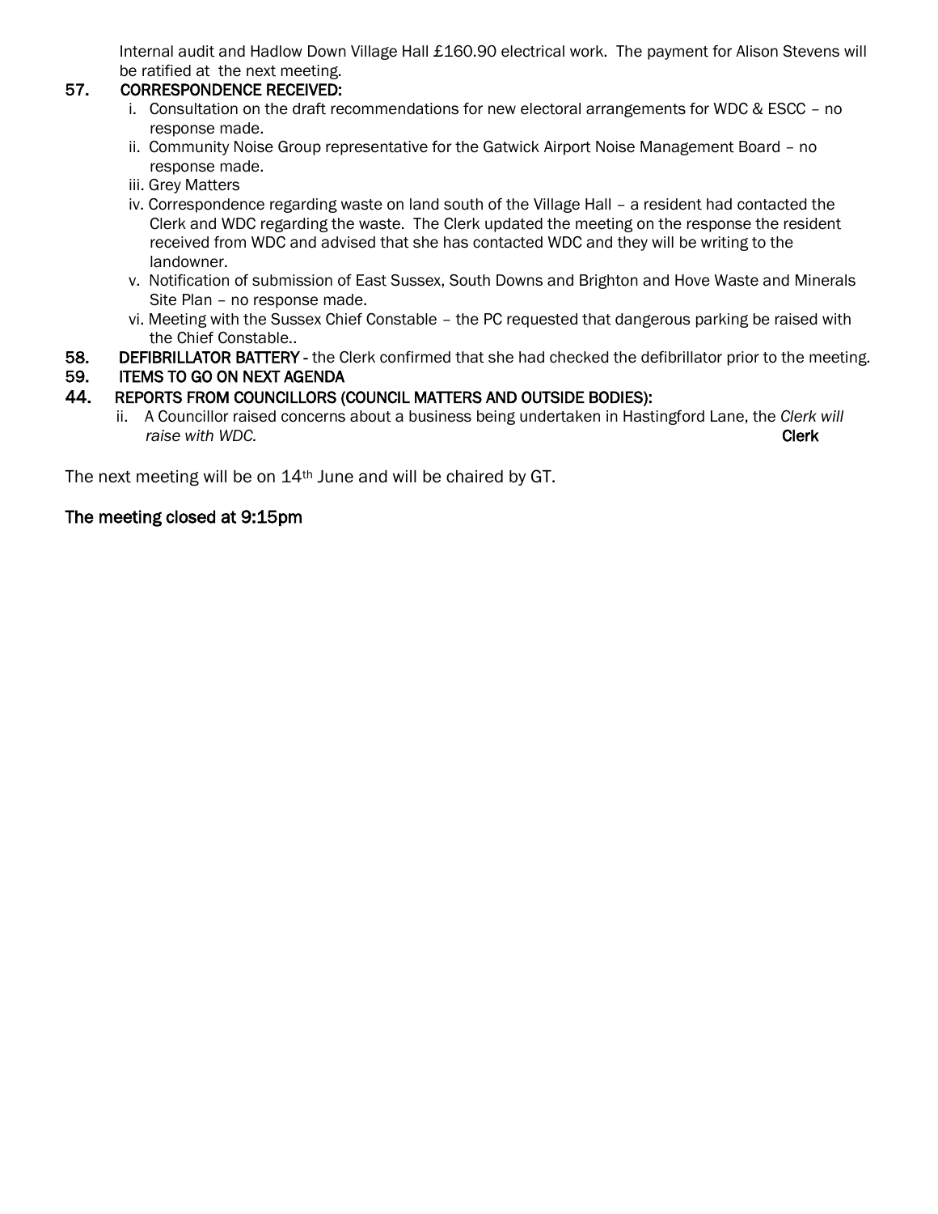Internal audit and Hadlow Down Village Hall £160.90 electrical work. The payment for Alison Stevens will be ratified at the next meeting.

**57. CORRESPONDENCE RECEIVED:**

- i. Consultation on the draft recommendations for new electoral arrangements for WDC & ESCC – no response made.
- ii. Community Noise Group representative for the Gatwick Airport Noise Management Board – no response made.
- iii. Grey Matters
- iv. Correspondence regarding waste on land south of the Village Hall – a resident had contacted the Clerk and WDC regarding the waste. The Clerk updated the meeting on the response the resident received from WDC and advised that she has contacted WDC and they will be writing to the landowner.
- v. Notification of submission of East Sussex, South Downs and Brighton and Hove Waste and Minerals Site Plan – no response made.
- vi. Meeting with the Sussex Chief Constable – the PC requested that dangerous parking be raised with the Chief Constable..

**58. DEFIBRILLATOR BATTERY** - the Clerk confirmed that she had checked the defibrillator prior to the meeting.

**59. ITEMS TO GO ON NEXT AGENDA**

**44. REPORTS FROM COUNCILLORS (COUNCIL MATTERS AND OUTSIDE BODIES):**

- ii. A Councillor raised concerns about a business being undertaken in Hastingford Lane, the *Clerk will raise with WDC.* **Clerk**

The next meeting will be on 14th June and will be chaired by GT.

**The meeting closed at 9:15pm**